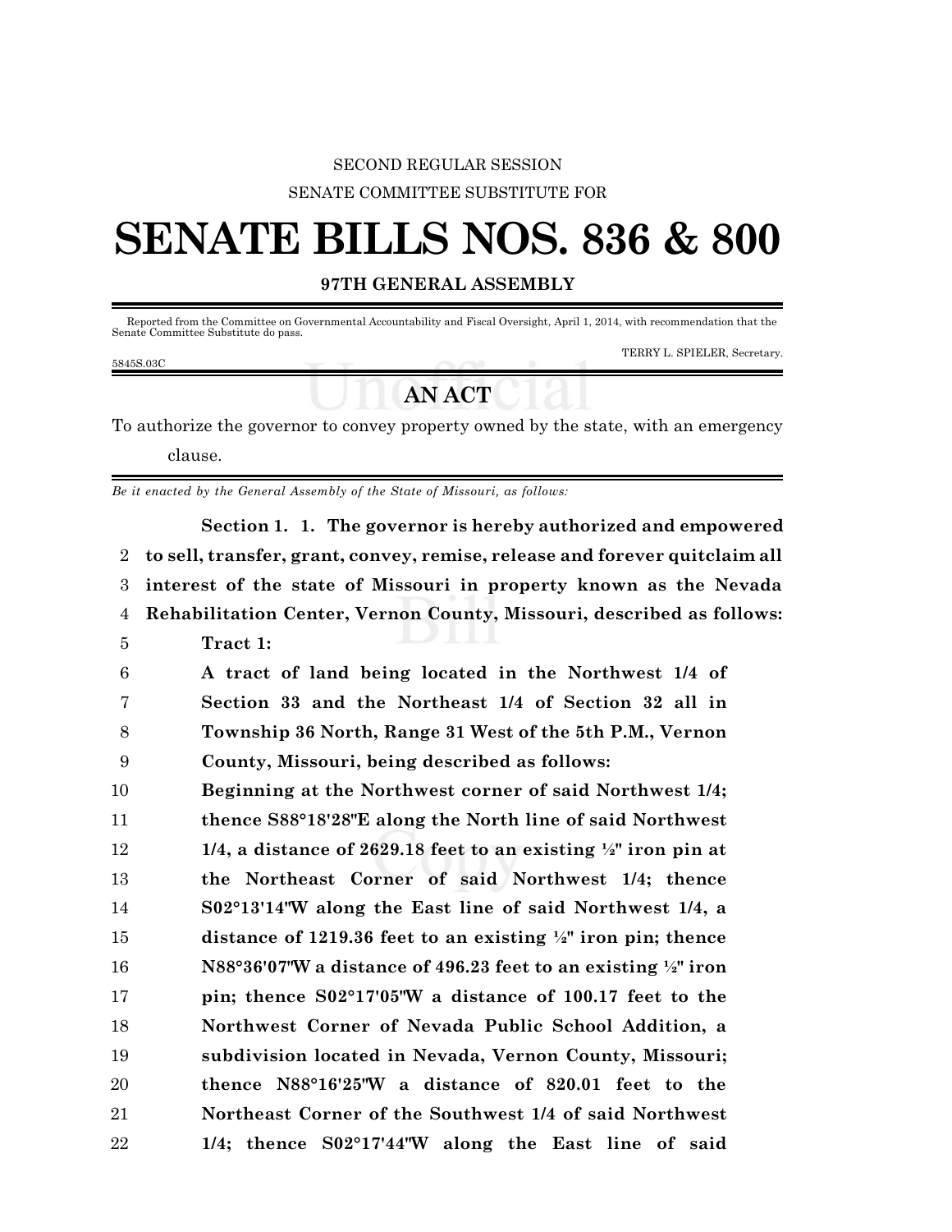SECOND REGULAR SESSION

SENATE COMMITTEE SUBSTITUTE FOR

# SENATE BILLS NOS. 836 & 800

## 97TH GENERAL ASSEMBLY

Reported from the Committee on Governmental Accountability and Fiscal Oversight, April 1, 2014, with recommendation that the Senate Committee Substitute do pass.

TERRY L. SPIELER, Secretary.

5845S.03C

## AN ACT

To authorize the governor to convey property owned by the state, with an emergency clause.

*Be it enacted by the General Assembly of the State of Missouri, as follows:*

**Section 1. 1. The governor is hereby authorized and empowered to sell, transfer, grant, convey, remise, release and forever quitclaim all interest of the state of Missouri in property known as the Nevada Rehabilitation Center, Vernon County, Missouri, described as follows:**

**Tract 1:**

**A tract of land being located in the Northwest 1/4 of Section 33 and the Northeast 1/4 of Section 32 all in Township 36 North, Range 31 West of the 5th P.M., Vernon County, Missouri, being described as follows:**

**Beginning at the Northwest corner of said Northwest 1/4; thence S88°18'28"E along the North line of said Northwest 1/4, a distance of 2629.18 feet to an existing ½" iron pin at the Northeast Corner of said Northwest 1/4; thence S02°13'14"W along the East line of said Northwest 1/4, a distance of 1219.36 feet to an existing ½" iron pin; thence N88°36'07"W a distance of 496.23 feet to an existing ½" iron pin; thence S02°17'05"W a distance of 100.17 feet to the Northwest Corner of Nevada Public School Addition, a subdivision located in Nevada, Vernon County, Missouri; thence N88°16'25"W a distance of 820.01 feet to the Northeast Corner of the Southwest 1/4 of said Northwest 1/4; thence S02°17'44"W along the East line of said**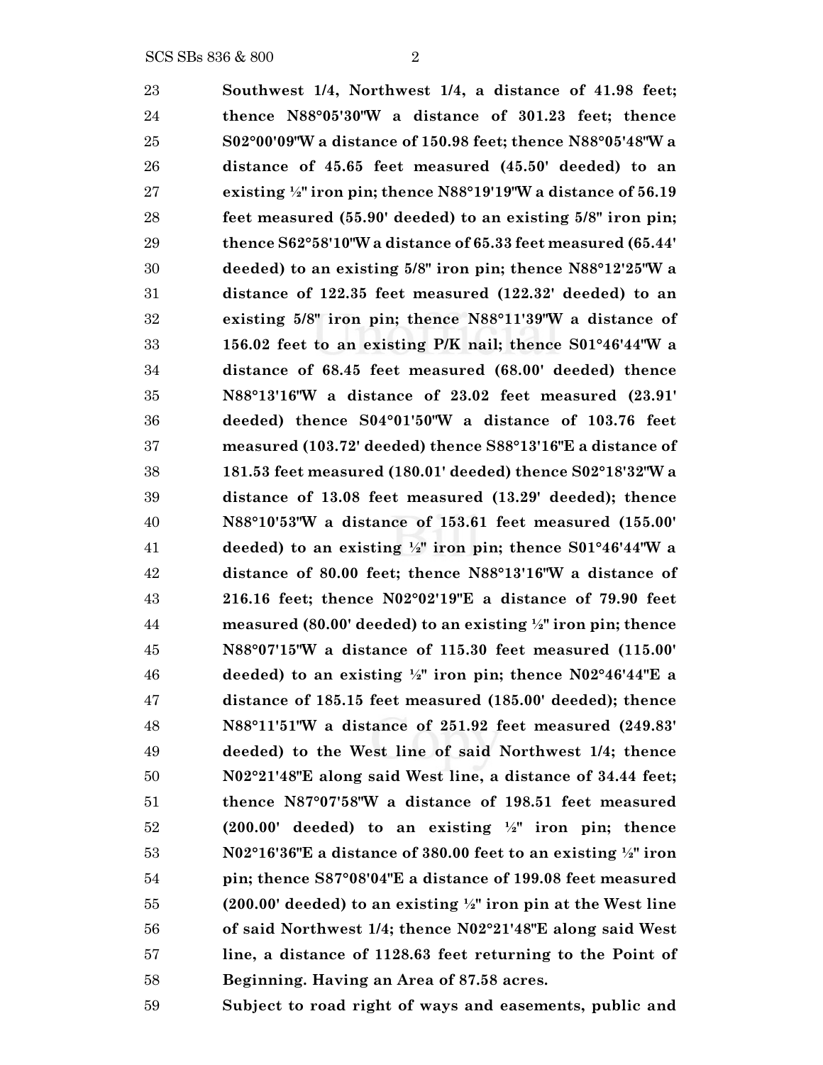**Southwest 1/4, Northwest 1/4, a distance of 41.98 feet; thence N88°05'30"W a distance of 301.23 feet; thence S02°00'09"W a distance of 150.98 feet; thence N88°05'48"W a distance of 45.65 feet measured (45.50' deeded) to an existing ½" iron pin; thence N88°19'19"W a distance of 56.19 feet measured (55.90' deeded) to an existing 5/8" iron pin; thence S62°58'10"W a distance of 65.33 feet measured (65.44' deeded) to an existing 5/8" iron pin; thence N88°12'25"W a distance of 122.35 feet measured (122.32' deeded) to an existing 5/8" iron pin; thence N88°11'39"W a distance of 156.02 feet to an existing P/K nail; thence S01°46'44"W a distance of 68.45 feet measured (68.00' deeded) thence N88°13'16"W a distance of 23.02 feet measured (23.91' deeded) thence S04°01'50"W a distance of 103.76 feet measured (103.72' deeded) thence S88°13'16"E a distance of 181.53 feet measured (180.01' deeded) thence S02°18'32"W a distance of 13.08 feet measured (13.29' deeded); thence N88°10'53"W a distance of 153.61 feet measured (155.00' deeded) to an existing ½" iron pin; thence S01°46'44"W a distance of 80.00 feet; thence N88°13'16"W a distance of 216.16 feet; thence N02°02'19"E a distance of 79.90 feet measured (80.00' deeded) to an existing ½" iron pin; thence N88°07'15"W a distance of 115.30 feet measured (115.00' deeded) to an existing ½" iron pin; thence N02°46'44"E a distance of 185.15 feet measured (185.00' deeded); thence N88°11'51"W a distance of 251.92 feet measured (249.83' deeded) to the West line of said Northwest 1/4; thence N02°21'48"E along said West line, a distance of 34.44 feet; thence N87°07'58"W a distance of 198.51 feet measured (200.00' deeded) to an existing ½" iron pin; thence N02°16'36"E a distance of 380.00 feet to an existing ½" iron pin; thence S87°08'04"E a distance of 199.08 feet measured (200.00' deeded) to an existing ½" iron pin at the West line of said Northwest 1/4; thence N02°21'48"E along said West line, a distance of 1128.63 feet returning to the Point of Beginning. Having an Area of 87.58 acres.**

**Subject to road right of ways and easements, public and**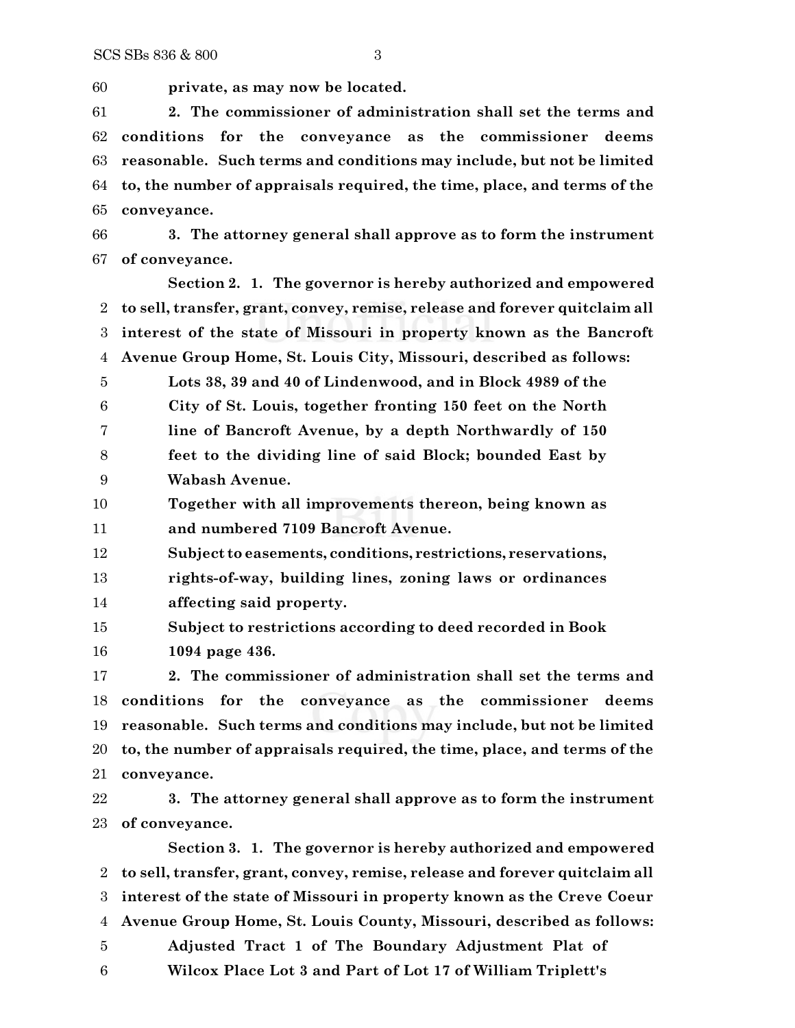**private, as may now be located.**

**2. The commissioner of administration shall set the terms and conditions for the conveyance as the commissioner deems reasonable. Such terms and conditions may include, but not be limited to, the number of appraisals required, the time, place, and terms of the conveyance.**

**3. The attorney general shall approve as to form the instrument of conveyance.**

**Section 2. 1. The governor is hereby authorized and empowered to sell, transfer, grant, convey, remise, release and forever quitclaim all interest of the state of Missouri in property known as the Bancroft Avenue Group Home, St. Louis City, Missouri, described as follows:**

> **Lots 38, 39 and 40 of Lindenwood, and in Block 4989 of the City of St. Louis, together fronting 150 feet on the North line of Bancroft Avenue, by a depth Northwardly of 150 feet to the dividing line of said Block; bounded East by Wabash Avenue.**
>
> **Together with all improvements thereon, being known as and numbered 7109 Bancroft Avenue.**
>
> **Subject to easements, conditions, restrictions, reservations, rights-of-way, building lines, zoning laws or ordinances affecting said property.**
>
> **Subject to restrictions according to deed recorded in Book 1094 page 436.**

**2. The commissioner of administration shall set the terms and conditions for the conveyance as the commissioner deems reasonable. Such terms and conditions may include, but not be limited to, the number of appraisals required, the time, place, and terms of the conveyance.**

**3. The attorney general shall approve as to form the instrument of conveyance.**

**Section 3. 1. The governor is hereby authorized and empowered to sell, transfer, grant, convey, remise, release and forever quitclaim all interest of the state of Missouri in property known as the Creve Coeur Avenue Group Home, St. Louis County, Missouri, described as follows:**

> **Adjusted Tract 1 of The Boundary Adjustment Plat of Wilcox Place Lot 3 and Part of Lot 17 of William Triplett's**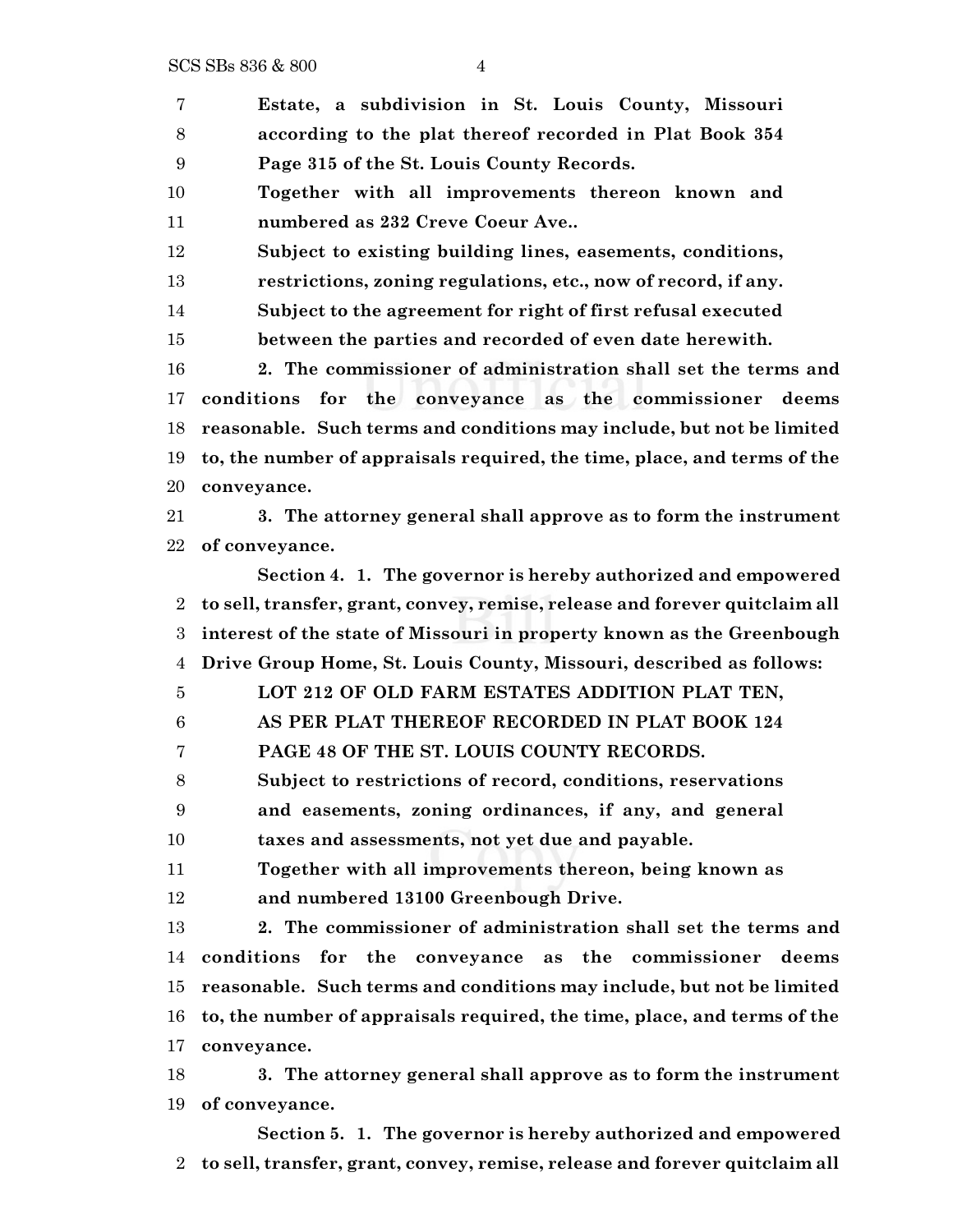**Estate, a subdivision in St. Louis County, Missouri according to the plat thereof recorded in Plat Book 354 Page 315 of the St. Louis County Records.**

**Together with all improvements thereon known and numbered as 232 Creve Coeur Ave..**

**Subject to existing building lines, easements, conditions, restrictions, zoning regulations, etc., now of record, if any.**

**Subject to the agreement for right of first refusal executed between the parties and recorded of even date herewith.**

**2. The commissioner of administration shall set the terms and conditions for the conveyance as the commissioner deems reasonable. Such terms and conditions may include, but not be limited to, the number of appraisals required, the time, place, and terms of the conveyance.**

**3. The attorney general shall approve as to form the instrument of conveyance.**

**Section 4. 1. The governor is hereby authorized and empowered to sell, transfer, grant, convey, remise, release and forever quitclaim all interest of the state of Missouri in property known as the Greenbough Drive Group Home, St. Louis County, Missouri, described as follows:**

**LOT 212 OF OLD FARM ESTATES ADDITION PLAT TEN, AS PER PLAT THEREOF RECORDED IN PLAT BOOK 124 PAGE 48 OF THE ST. LOUIS COUNTY RECORDS.**

**Subject to restrictions of record, conditions, reservations and easements, zoning ordinances, if any, and general taxes and assessments, not yet due and payable.**

**Together with all improvements thereon, being known as and numbered 13100 Greenbough Drive.**

**2. The commissioner of administration shall set the terms and conditions for the conveyance as the commissioner deems reasonable. Such terms and conditions may include, but not be limited to, the number of appraisals required, the time, place, and terms of the conveyance.**

**3. The attorney general shall approve as to form the instrument of conveyance.**

**Section 5. 1. The governor is hereby authorized and empowered to sell, transfer, grant, convey, remise, release and forever quitclaim all**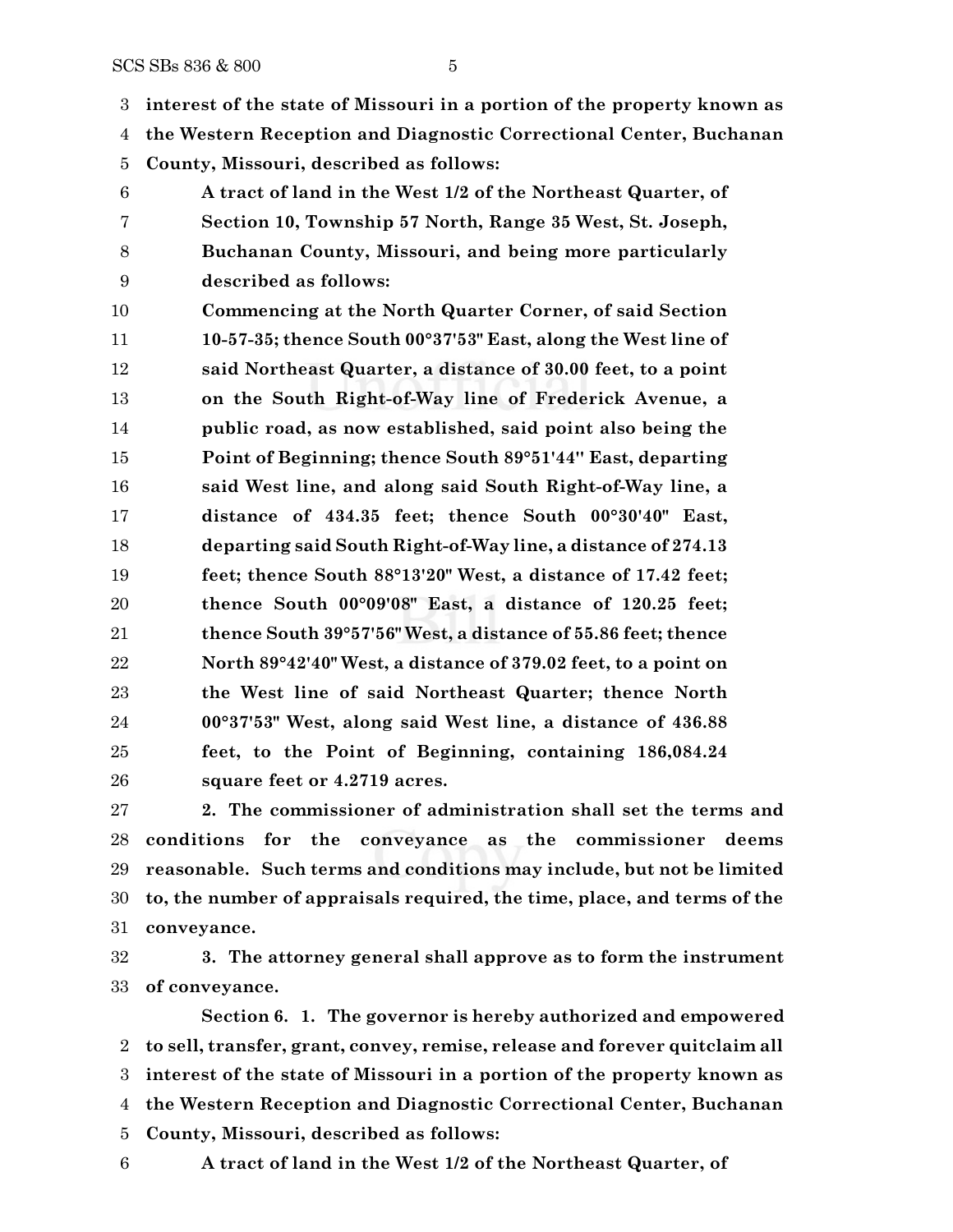**interest of the state of Missouri in a portion of the property known as the Western Reception and Diagnostic Correctional Center, Buchanan County, Missouri, described as follows:**

> **A tract of land in the West 1/2 of the Northeast Quarter, of Section 10, Township 57 North, Range 35 West, St. Joseph, Buchanan County, Missouri, and being more particularly described as follows:**
>
> **Commencing at the North Quarter Corner, of said Section 10-57-35; thence South 00°37'53" East, along the West line of said Northeast Quarter, a distance of 30.00 feet, to a point on the South Right-of-Way line of Frederick Avenue, a public road, as now established, said point also being the Point of Beginning; thence South 89°51'44" East, departing said West line, and along said South Right-of-Way line, a distance of 434.35 feet; thence South 00°30'40" East, departing said South Right-of-Way line, a distance of 274.13 feet; thence South 88°13'20" West, a distance of 17.42 feet; thence South 00°09'08" East, a distance of 120.25 feet; thence South 39°57'56" West, a distance of 55.86 feet; thence North 89°42'40" West, a distance of 379.02 feet, to a point on the West line of said Northeast Quarter; thence North 00°37'53" West, along said West line, a distance of 436.88 feet, to the Point of Beginning, containing 186,084.24 square feet or 4.2719 acres.**

**2. The commissioner of administration shall set the terms and conditions for the conveyance as the commissioner deems reasonable. Such terms and conditions may include, but not be limited to, the number of appraisals required, the time, place, and terms of the conveyance.**

**3. The attorney general shall approve as to form the instrument of conveyance.**

**Section 6. 1. The governor is hereby authorized and empowered to sell, transfer, grant, convey, remise, release and forever quitclaim all interest of the state of Missouri in a portion of the property known as the Western Reception and Diagnostic Correctional Center, Buchanan County, Missouri, described as follows:**

> **A tract of land in the West 1/2 of the Northeast Quarter, of**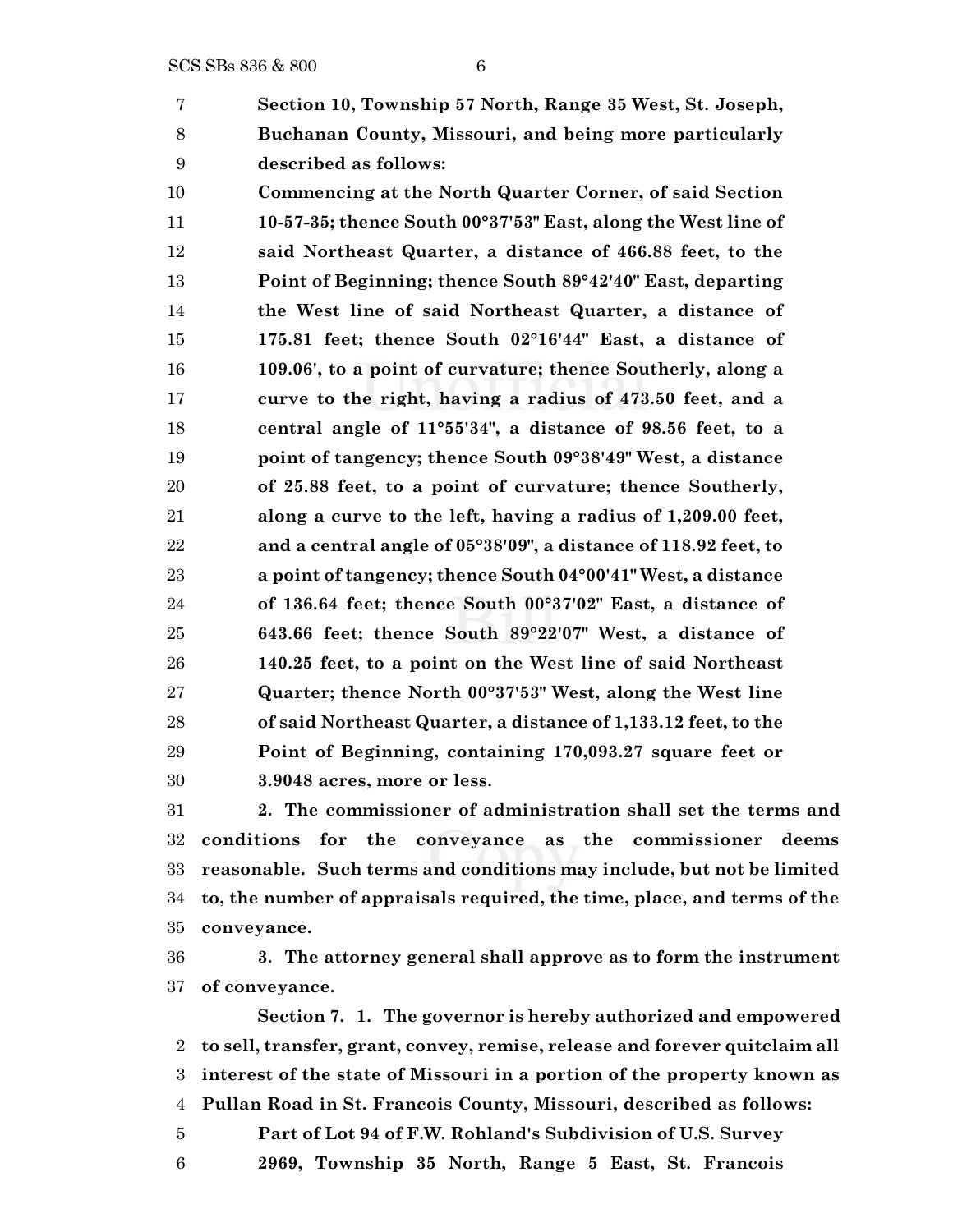**Section 10, Township 57 North, Range 35 West, St. Joseph, Buchanan County, Missouri, and being more particularly described as follows:**

**Commencing at the North Quarter Corner, of said Section 10-57-35; thence South 00°37'53" East, along the West line of said Northeast Quarter, a distance of 466.88 feet, to the Point of Beginning; thence South 89°42'40" East, departing the West line of said Northeast Quarter, a distance of 175.81 feet; thence South 02°16'44" East, a distance of 109.06', to a point of curvature; thence Southerly, along a curve to the right, having a radius of 473.50 feet, and a central angle of 11°55'34", a distance of 98.56 feet, to a point of tangency; thence South 09°38'49" West, a distance of 25.88 feet, to a point of curvature; thence Southerly, along a curve to the left, having a radius of 1,209.00 feet, and a central angle of 05°38'09", a distance of 118.92 feet, to a point of tangency; thence South 04°00'41" West, a distance of 136.64 feet; thence South 00°37'02" East, a distance of 643.66 feet; thence South 89°22'07" West, a distance of 140.25 feet, to a point on the West line of said Northeast Quarter; thence North 00°37'53" West, along the West line of said Northeast Quarter, a distance of 1,133.12 feet, to the Point of Beginning, containing 170,093.27 square feet or 3.9048 acres, more or less.**

**2. The commissioner of administration shall set the terms and conditions for the conveyance as the commissioner deems reasonable. Such terms and conditions may include, but not be limited to, the number of appraisals required, the time, place, and terms of the conveyance.**

**3. The attorney general shall approve as to form the instrument of conveyance.**

**Section 7. 1. The governor is hereby authorized and empowered to sell, transfer, grant, convey, remise, release and forever quitclaim all interest of the state of Missouri in a portion of the property known as Pullan Road in St. Francois County, Missouri, described as follows:**

**Part of Lot 94 of F.W. Rohland's Subdivision of U.S. Survey 2969, Township 35 North, Range 5 East, St. Francois**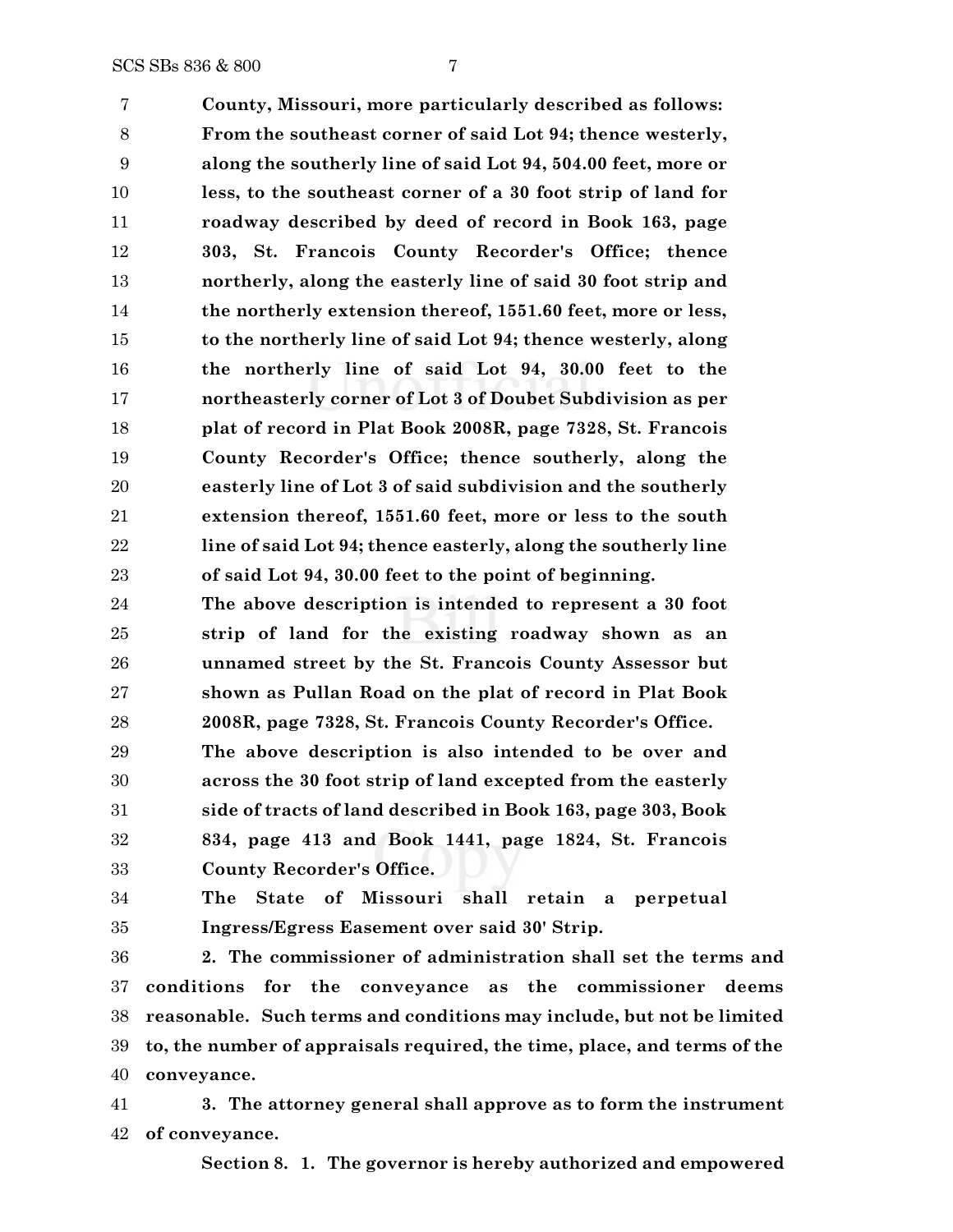**County, Missouri, more particularly described as follows:**
**From the southeast corner of said Lot 94; thence westerly, along the southerly line of said Lot 94, 504.00 feet, more or less, to the southeast corner of a 30 foot strip of land for roadway described by deed of record in Book 163, page 303, St. Francois County Recorder's Office; thence northerly, along the easterly line of said 30 foot strip and the northerly extension thereof, 1551.60 feet, more or less, to the northerly line of said Lot 94; thence westerly, along the northerly line of said Lot 94, 30.00 feet to the northeasterly corner of Lot 3 of Doubet Subdivision as per plat of record in Plat Book 2008R, page 7328, St. Francois County Recorder's Office; thence southerly, along the easterly line of Lot 3 of said subdivision and the southerly extension thereof, 1551.60 feet, more or less to the south line of said Lot 94; thence easterly, along the southerly line of said Lot 94, 30.00 feet to the point of beginning.**

**The above description is intended to represent a 30 foot strip of land for the existing roadway shown as an unnamed street by the St. Francois County Assessor but shown as Pullan Road on the plat of record in Plat Book 2008R, page 7328, St. Francois County Recorder's Office.**

**The above description is also intended to be over and across the 30 foot strip of land excepted from the easterly side of tracts of land described in Book 163, page 303, Book 834, page 413 and Book 1441, page 1824, St. Francois County Recorder's Office.**

**The State of Missouri shall retain a perpetual Ingress/Egress Easement over said 30' Strip.**

**2. The commissioner of administration shall set the terms and conditions for the conveyance as the commissioner deems reasonable. Such terms and conditions may include, but not be limited to, the number of appraisals required, the time, place, and terms of the conveyance.**

**3. The attorney general shall approve as to form the instrument of conveyance.**

**Section 8. 1. The governor is hereby authorized and empowered**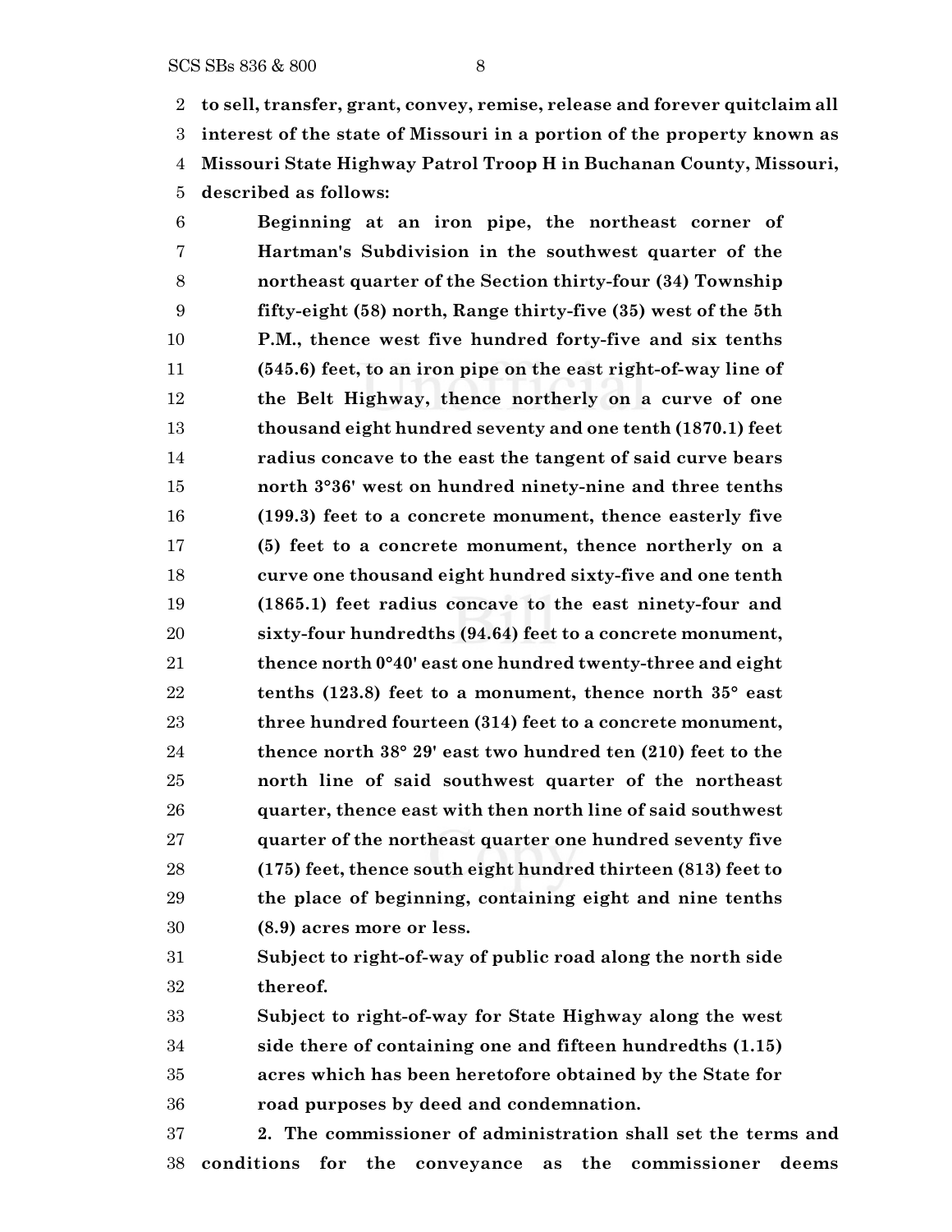**to sell, transfer, grant, convey, remise, release and forever quitclaim all interest of the state of Missouri in a portion of the property known as Missouri State Highway Patrol Troop H in Buchanan County, Missouri, described as follows:**

**Beginning at an iron pipe, the northeast corner of Hartman's Subdivision in the southwest quarter of the northeast quarter of the Section thirty-four (34) Township fifty-eight (58) north, Range thirty-five (35) west of the 5th P.M., thence west five hundred forty-five and six tenths (545.6) feet, to an iron pipe on the east right-of-way line of the Belt Highway, thence northerly on a curve of one thousand eight hundred seventy and one tenth (1870.1) feet radius concave to the east the tangent of said curve bears north 3°36' west on hundred ninety-nine and three tenths (199.3) feet to a concrete monument, thence easterly five (5) feet to a concrete monument, thence northerly on a curve one thousand eight hundred sixty-five and one tenth (1865.1) feet radius concave to the east ninety-four and sixty-four hundredths (94.64) feet to a concrete monument, thence north 0°40' east one hundred twenty-three and eight tenths (123.8) feet to a monument, thence north 35° east three hundred fourteen (314) feet to a concrete monument, thence north 38° 29' east two hundred ten (210) feet to the north line of said southwest quarter of the northeast quarter, thence east with then north line of said southwest quarter of the northeast quarter one hundred seventy five (175) feet, thence south eight hundred thirteen (813) feet to the place of beginning, containing eight and nine tenths (8.9) acres more or less.**

**Subject to right-of-way of public road along the north side thereof.**

**Subject to right-of-way for State Highway along the west side there of containing one and fifteen hundredths (1.15) acres which has been heretofore obtained by the State for road purposes by deed and condemnation.**

**2. The commissioner of administration shall set the terms and conditions for the conveyance as the commissioner deems**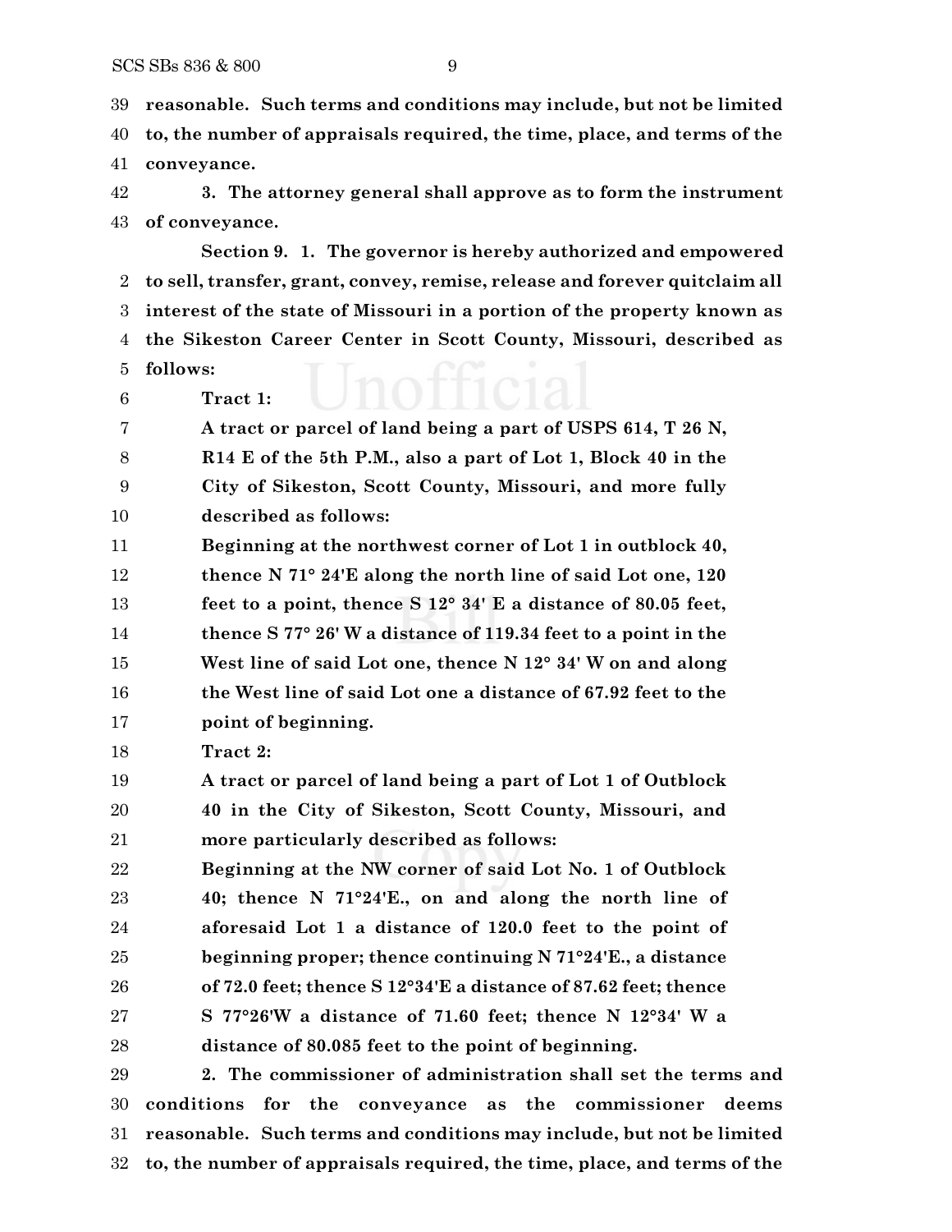**reasonable. Such terms and conditions may include, but not be limited to, the number of appraisals required, the time, place, and terms of the conveyance.**

**3. The attorney general shall approve as to form the instrument of conveyance.**

**Section 9. 1. The governor is hereby authorized and empowered to sell, transfer, grant, convey, remise, release and forever quitclaim all interest of the state of Missouri in a portion of the property known as the Sikeston Career Center in Scott County, Missouri, described as follows:**

**Tract 1:**

**A tract or parcel of land being a part of USPS 614, T 26 N, R14 E of the 5th P.M., also a part of Lot 1, Block 40 in the City of Sikeston, Scott County, Missouri, and more fully described as follows:**

**Beginning at the northwest corner of Lot 1 in outblock 40, thence N 71° 24'E along the north line of said Lot one, 120 feet to a point, thence S 12° 34' E a distance of 80.05 feet, thence S 77° 26' W a distance of 119.34 feet to a point in the West line of said Lot one, thence N 12° 34' W on and along the West line of said Lot one a distance of 67.92 feet to the point of beginning.**

**Tract 2:**

**A tract or parcel of land being a part of Lot 1 of Outblock 40 in the City of Sikeston, Scott County, Missouri, and more particularly described as follows:**

**Beginning at the NW corner of said Lot No. 1 of Outblock 40; thence N 71°24'E., on and along the north line of aforesaid Lot 1 a distance of 120.0 feet to the point of beginning proper; thence continuing N 71°24'E., a distance of 72.0 feet; thence S 12°34'E a distance of 87.62 feet; thence S 77°26'W a distance of 71.60 feet; thence N 12°34' W a distance of 80.085 feet to the point of beginning.**

**2. The commissioner of administration shall set the terms and conditions for the conveyance as the commissioner deems reasonable. Such terms and conditions may include, but not be limited to, the number of appraisals required, the time, place, and terms of the**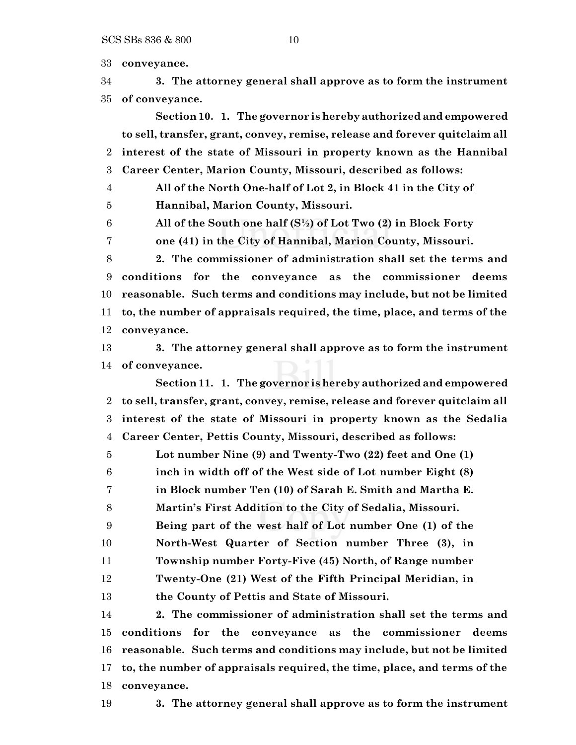conveyance.

**3. The attorney general shall approve as to form the instrument of conveyance.**

**Section 10. 1. The governor is hereby authorized and empowered to sell, transfer, grant, convey, remise, release and forever quitclaim all interest of the state of Missouri in property known as the Hannibal Career Center, Marion County, Missouri, described as follows:**

> **All of the North One-half of Lot 2, in Block 41 in the City of Hannibal, Marion County, Missouri.**
>
> **All of the South one half (S½) of Lot Two (2) in Block Forty one (41) in the City of Hannibal, Marion County, Missouri.**

**2. The commissioner of administration shall set the terms and conditions for the conveyance as the commissioner deems reasonable. Such terms and conditions may include, but not be limited to, the number of appraisals required, the time, place, and terms of the conveyance.**

**3. The attorney general shall approve as to form the instrument of conveyance.**

**Section 11. 1. The governor is hereby authorized and empowered to sell, transfer, grant, convey, remise, release and forever quitclaim all interest of the state of Missouri in property known as the Sedalia Career Center, Pettis County, Missouri, described as follows:**

> **Lot number Nine (9) and Twenty-Two (22) feet and One (1) inch in width off of the West side of Lot number Eight (8) in Block number Ten (10) of Sarah E. Smith and Martha E. Martin's First Addition to the City of Sedalia, Missouri. Being part of the west half of Lot number One (1) of the North-West Quarter of Section number Three (3), in Township number Forty-Five (45) North, of Range number Twenty-One (21) West of the Fifth Principal Meridian, in the County of Pettis and State of Missouri.**

**2. The commissioner of administration shall set the terms and conditions for the conveyance as the commissioner deems reasonable. Such terms and conditions may include, but not be limited to, the number of appraisals required, the time, place, and terms of the conveyance.**

**3. The attorney general shall approve as to form the instrument**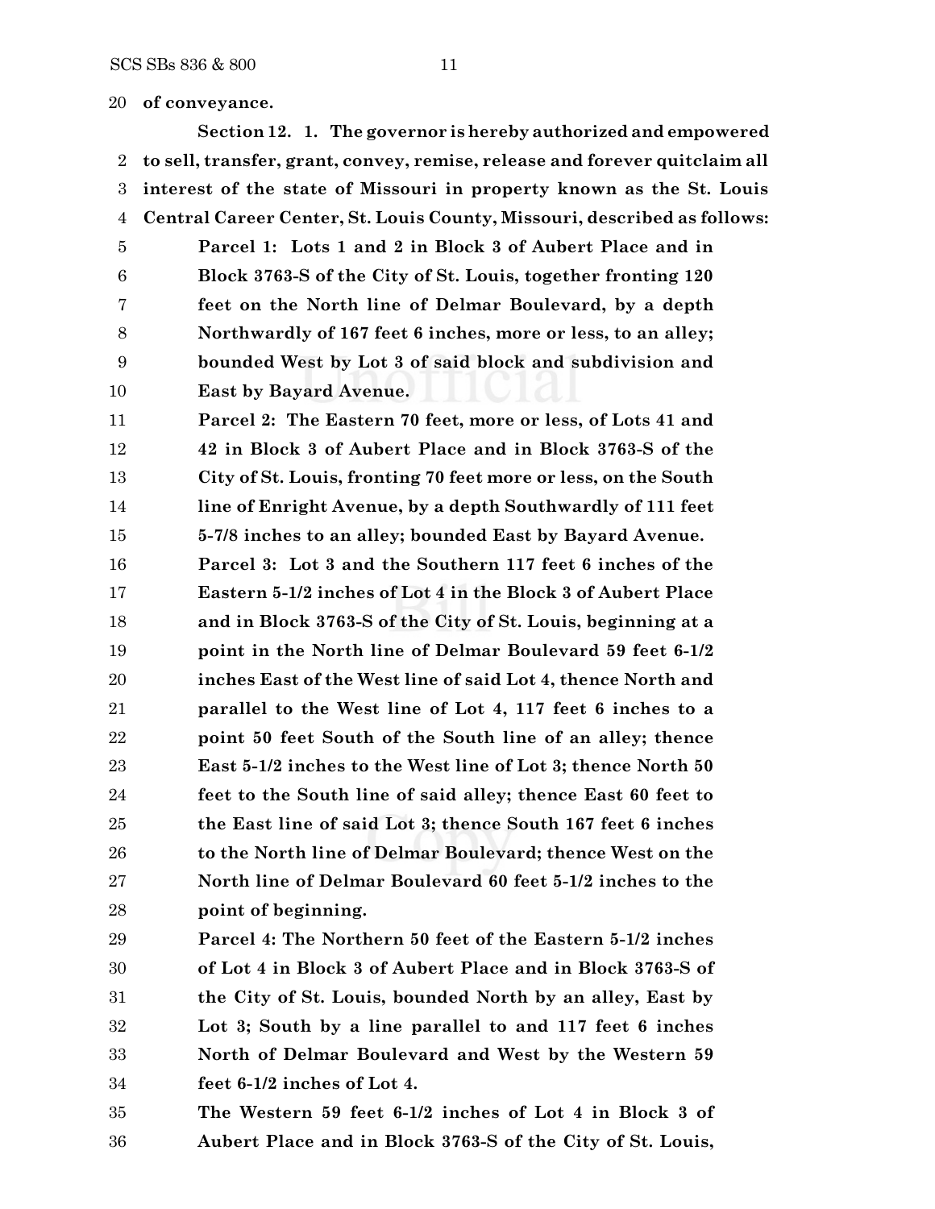**of conveyance.**

**Section 12. 1. The governor is hereby authorized and empowered to sell, transfer, grant, convey, remise, release and forever quitclaim all interest of the state of Missouri in property known as the St. Louis Central Career Center, St. Louis County, Missouri, described as follows:**

**Parcel 1: Lots 1 and 2 in Block 3 of Aubert Place and in Block 3763-S of the City of St. Louis, together fronting 120 feet on the North line of Delmar Boulevard, by a depth Northwardly of 167 feet 6 inches, more or less, to an alley; bounded West by Lot 3 of said block and subdivision and East by Bayard Avenue.**

**Parcel 2: The Eastern 70 feet, more or less, of Lots 41 and 42 in Block 3 of Aubert Place and in Block 3763-S of the City of St. Louis, fronting 70 feet more or less, on the South line of Enright Avenue, by a depth Southwardly of 111 feet 5-7/8 inches to an alley; bounded East by Bayard Avenue.**

**Parcel 3: Lot 3 and the Southern 117 feet 6 inches of the Eastern 5-1/2 inches of Lot 4 in the Block 3 of Aubert Place and in Block 3763-S of the City of St. Louis, beginning at a point in the North line of Delmar Boulevard 59 feet 6-1/2 inches East of the West line of said Lot 4, thence North and parallel to the West line of Lot 4, 117 feet 6 inches to a point 50 feet South of the South line of an alley; thence East 5-1/2 inches to the West line of Lot 3; thence North 50 feet to the South line of said alley; thence East 60 feet to the East line of said Lot 3; thence South 167 feet 6 inches to the North line of Delmar Boulevard; thence West on the North line of Delmar Boulevard 60 feet 5-1/2 inches to the point of beginning.**

**Parcel 4: The Northern 50 feet of the Eastern 5-1/2 inches of Lot 4 in Block 3 of Aubert Place and in Block 3763-S of the City of St. Louis, bounded North by an alley, East by Lot 3; South by a line parallel to and 117 feet 6 inches North of Delmar Boulevard and West by the Western 59 feet 6-1/2 inches of Lot 4.**

**The Western 59 feet 6-1/2 inches of Lot 4 in Block 3 of Aubert Place and in Block 3763-S of the City of St. Louis,**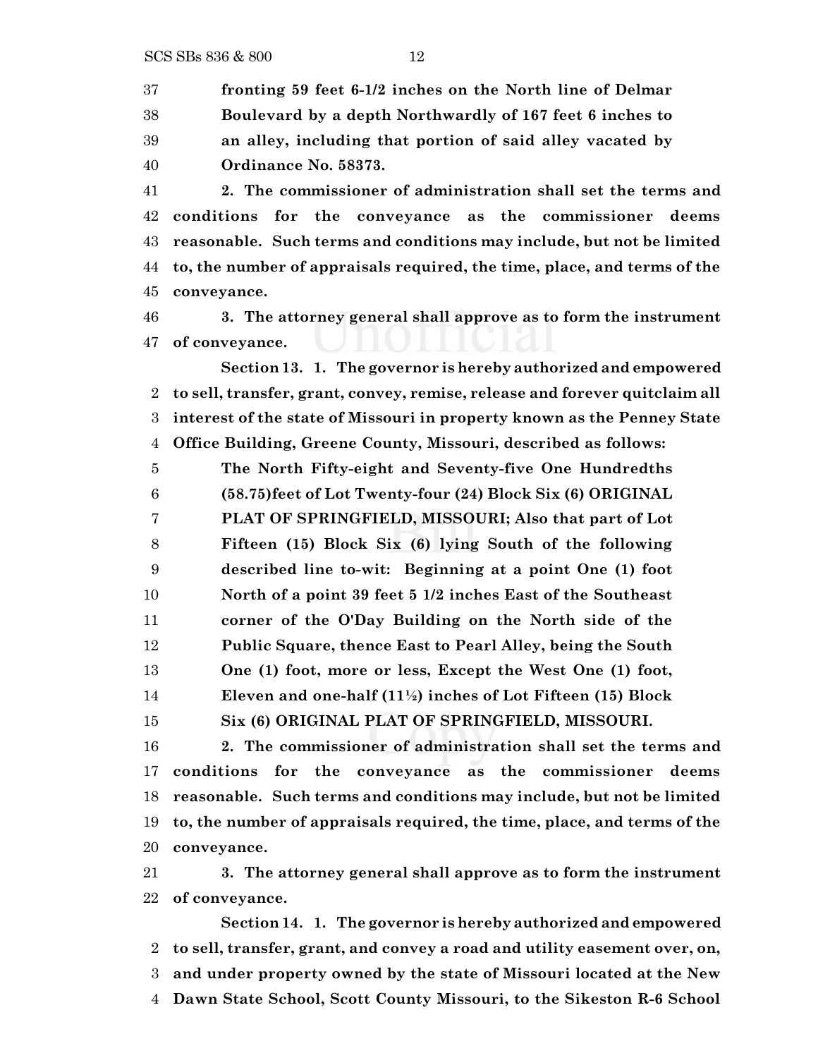**fronting 59 feet 6-1/2 inches on the North line of Delmar Boulevard by a depth Northwardly of 167 feet 6 inches to an alley, including that portion of said alley vacated by Ordinance No. 58373.**

**2. The commissioner of administration shall set the terms and conditions for the conveyance as the commissioner deems reasonable. Such terms and conditions may include, but not be limited to, the number of appraisals required, the time, place, and terms of the conveyance.**

**3. The attorney general shall approve as to form the instrument of conveyance.**

**Section 13. 1. The governor is hereby authorized and empowered to sell, transfer, grant, convey, remise, release and forever quitclaim all interest of the state of Missouri in property known as the Penney State Office Building, Greene County, Missouri, described as follows:**

**The North Fifty-eight and Seventy-five One Hundredths (58.75)feet of Lot Twenty-four (24) Block Six (6) ORIGINAL PLAT OF SPRINGFIELD, MISSOURI; Also that part of Lot Fifteen (15) Block Six (6) lying South of the following described line to-wit: Beginning at a point One (1) foot North of a point 39 feet 5 1/2 inches East of the Southeast corner of the O'Day Building on the North side of the Public Square, thence East to Pearl Alley, being the South One (1) foot, more or less, Except the West One (1) foot, Eleven and one-half (11½) inches of Lot Fifteen (15) Block Six (6) ORIGINAL PLAT OF SPRINGFIELD, MISSOURI.**

**2. The commissioner of administration shall set the terms and conditions for the conveyance as the commissioner deems reasonable. Such terms and conditions may include, but not be limited to, the number of appraisals required, the time, place, and terms of the conveyance.**

**3. The attorney general shall approve as to form the instrument of conveyance.**

**Section 14. 1. The governor is hereby authorized and empowered to sell, transfer, grant, and convey a road and utility easement over, on, and under property owned by the state of Missouri located at the New Dawn State School, Scott County Missouri, to the Sikeston R-6 School**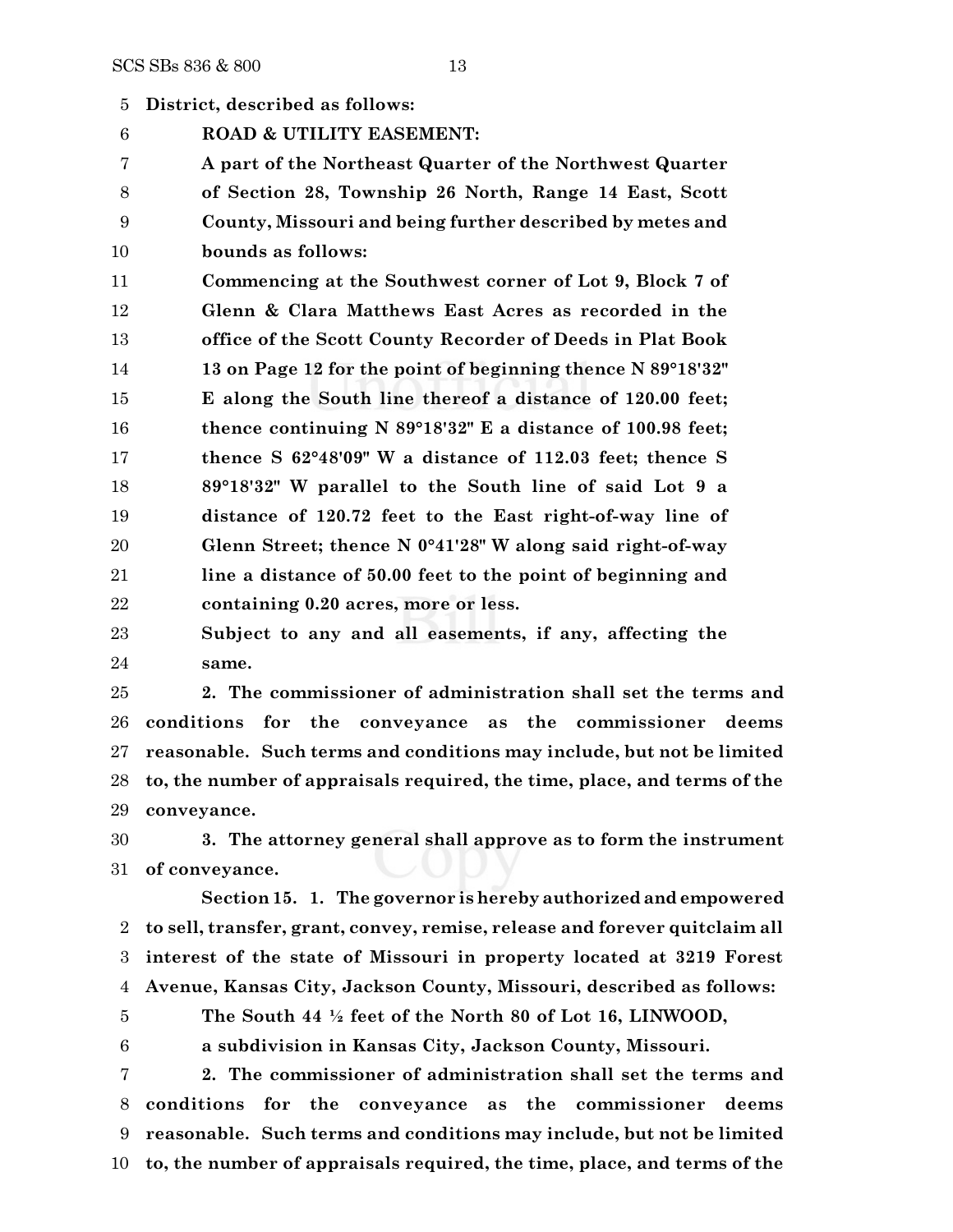**District, described as follows:**

**ROAD & UTILITY EASEMENT:**

**A part of the Northeast Quarter of the Northwest Quarter of Section 28, Township 26 North, Range 14 East, Scott County, Missouri and being further described by metes and bounds as follows:**

**Commencing at the Southwest corner of Lot 9, Block 7 of Glenn & Clara Matthews East Acres as recorded in the office of the Scott County Recorder of Deeds in Plat Book 13 on Page 12 for the point of beginning thence N 89°18'32" E along the South line thereof a distance of 120.00 feet; thence continuing N 89°18'32" E a distance of 100.98 feet; thence S 62°48'09" W a distance of 112.03 feet; thence S 89°18'32" W parallel to the South line of said Lot 9 a distance of 120.72 feet to the East right-of-way line of Glenn Street; thence N 0°41'28" W along said right-of-way line a distance of 50.00 feet to the point of beginning and containing 0.20 acres, more or less.**

**Subject to any and all easements, if any, affecting the same.**

**2. The commissioner of administration shall set the terms and conditions for the conveyance as the commissioner deems reasonable. Such terms and conditions may include, but not be limited to, the number of appraisals required, the time, place, and terms of the conveyance.**

**3. The attorney general shall approve as to form the instrument of conveyance.**

**Section 15. 1. The governor is hereby authorized and empowered to sell, transfer, grant, convey, remise, release and forever quitclaim all interest of the state of Missouri in property located at 3219 Forest Avenue, Kansas City, Jackson County, Missouri, described as follows:**

**The South 44 ½ feet of the North 80 of Lot 16, LINWOOD, a subdivision in Kansas City, Jackson County, Missouri.**

**2. The commissioner of administration shall set the terms and conditions for the conveyance as the commissioner deems reasonable. Such terms and conditions may include, but not be limited to, the number of appraisals required, the time, place, and terms of the**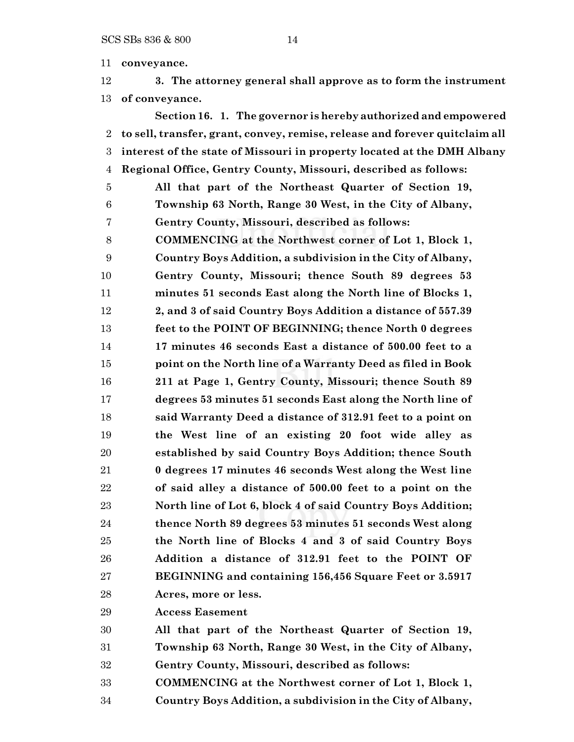**conveyance.**

**3. The attorney general shall approve as to form the instrument of conveyance.**

**Section 16. 1. The governor is hereby authorized and empowered to sell, transfer, grant, convey, remise, release and forever quitclaim all interest of the state of Missouri in property located at the DMH Albany Regional Office, Gentry County, Missouri, described as follows:**

> **All that part of the Northeast Quarter of Section 19, Township 63 North, Range 30 West, in the City of Albany, Gentry County, Missouri, described as follows:**
>
> **COMMENCING at the Northwest corner of Lot 1, Block 1, Country Boys Addition, a subdivision in the City of Albany, Gentry County, Missouri; thence South 89 degrees 53 minutes 51 seconds East along the North line of Blocks 1, 2, and 3 of said Country Boys Addition a distance of 557.39 feet to the POINT OF BEGINNING; thence North 0 degrees 17 minutes 46 seconds East a distance of 500.00 feet to a point on the North line of a Warranty Deed as filed in Book 211 at Page 1, Gentry County, Missouri; thence South 89 degrees 53 minutes 51 seconds East along the North line of said Warranty Deed a distance of 312.91 feet to a point on the West line of an existing 20 foot wide alley as established by said Country Boys Addition; thence South 0 degrees 17 minutes 46 seconds West along the West line of said alley a distance of 500.00 feet to a point on the North line of Lot 6, block 4 of said Country Boys Addition; thence North 89 degrees 53 minutes 51 seconds West along the North line of Blocks 4 and 3 of said Country Boys Addition a distance of 312.91 feet to the POINT OF BEGINNING and containing 156,456 Square Feet or 3.5917 Acres, more or less.**
>
> **Access Easement**
>
> **All that part of the Northeast Quarter of Section 19, Township 63 North, Range 30 West, in the City of Albany, Gentry County, Missouri, described as follows:**
>
> **COMMENCING at the Northwest corner of Lot 1, Block 1, Country Boys Addition, a subdivision in the City of Albany,**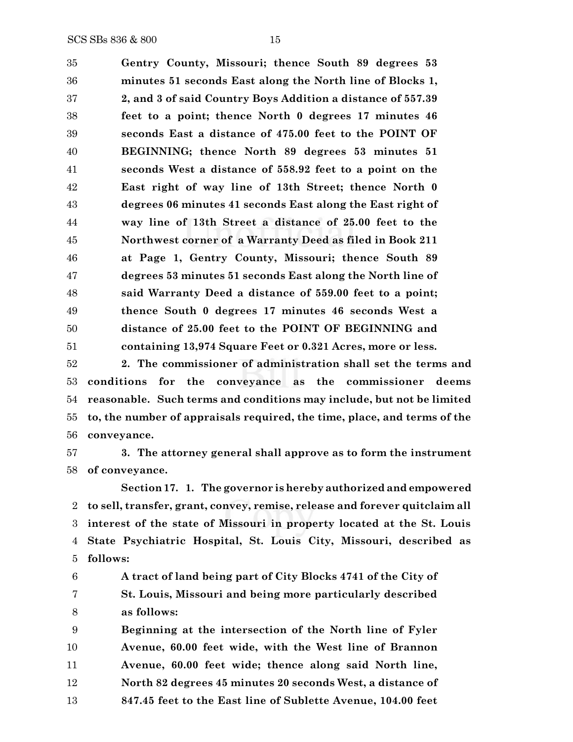**Gentry County, Missouri; thence South 89 degrees 53 minutes 51 seconds East along the North line of Blocks 1, 2, and 3 of said Country Boys Addition a distance of 557.39 feet to a point; thence North 0 degrees 17 minutes 46 seconds East a distance of 475.00 feet to the POINT OF BEGINNING; thence North 89 degrees 53 minutes 51 seconds West a distance of 558.92 feet to a point on the East right of way line of 13th Street; thence North 0 degrees 06 minutes 41 seconds East along the East right of way line of 13th Street a distance of 25.00 feet to the Northwest corner of a Warranty Deed as filed in Book 211 at Page 1, Gentry County, Missouri; thence South 89 degrees 53 minutes 51 seconds East along the North line of said Warranty Deed a distance of 559.00 feet to a point; thence South 0 degrees 17 minutes 46 seconds West a distance of 25.00 feet to the POINT OF BEGINNING and containing 13,974 Square Feet or 0.321 Acres, more or less.**

**2. The commissioner of administration shall set the terms and conditions for the conveyance as the commissioner deems reasonable. Such terms and conditions may include, but not be limited to, the number of appraisals required, the time, place, and terms of the conveyance.**

**3. The attorney general shall approve as to form the instrument of conveyance.**

**Section 17. 1. The governor is hereby authorized and empowered to sell, transfer, grant, convey, remise, release and forever quitclaim all interest of the state of Missouri in property located at the St. Louis State Psychiatric Hospital, St. Louis City, Missouri, described as follows:**

**A tract of land being part of City Blocks 4741 of the City of St. Louis, Missouri and being more particularly described as follows:**

**Beginning at the intersection of the North line of Fyler Avenue, 60.00 feet wide, with the West line of Brannon Avenue, 60.00 feet wide; thence along said North line, North 82 degrees 45 minutes 20 seconds West, a distance of 847.45 feet to the East line of Sublette Avenue, 104.00 feet**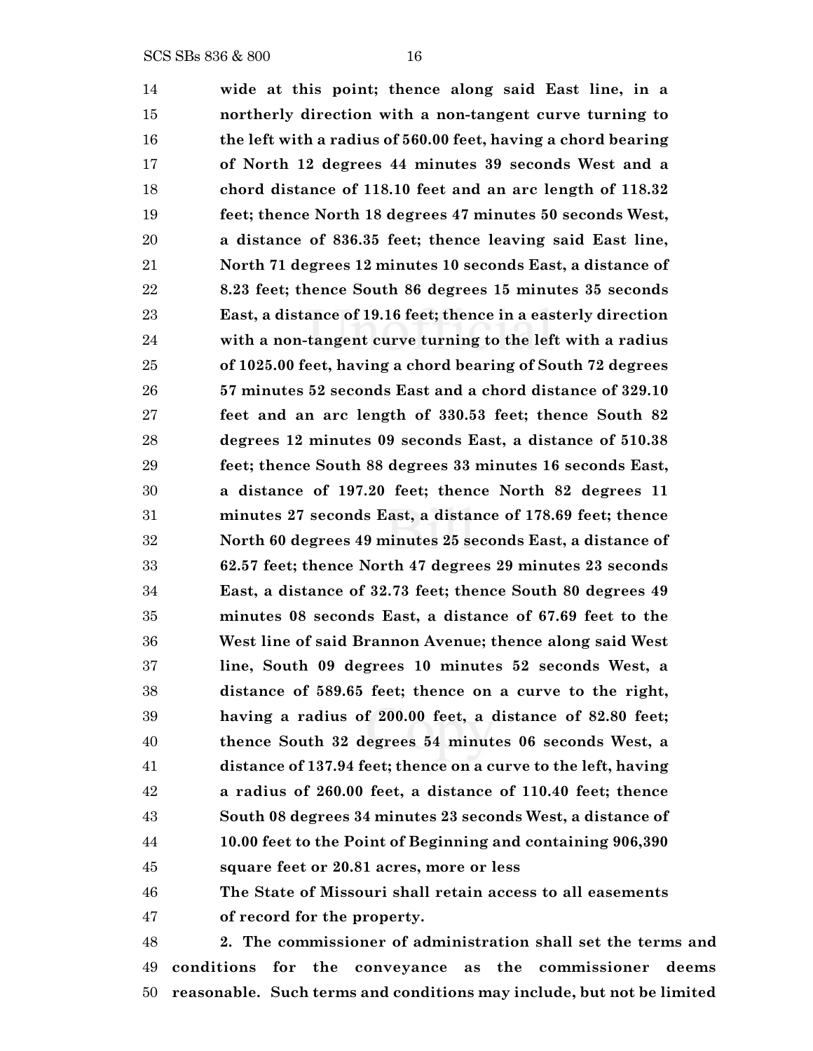wide at this point; thence along said East line, in a northerly direction with a non-tangent curve turning to the left with a radius of 560.00 feet, having a chord bearing of North 12 degrees 44 minutes 39 seconds West and a chord distance of 118.10 feet and an arc length of 118.32 feet; thence North 18 degrees 47 minutes 50 seconds West, a distance of 836.35 feet; thence leaving said East line, North 71 degrees 12 minutes 10 seconds East, a distance of 8.23 feet; thence South 86 degrees 15 minutes 35 seconds East, a distance of 19.16 feet; thence in a easterly direction with a non-tangent curve turning to the left with a radius of 1025.00 feet, having a chord bearing of South 72 degrees 57 minutes 52 seconds East and a chord distance of 329.10 feet and an arc length of 330.53 feet; thence South 82 degrees 12 minutes 09 seconds East, a distance of 510.38 feet; thence South 88 degrees 33 minutes 16 seconds East, a distance of 197.20 feet; thence North 82 degrees 11 minutes 27 seconds East, a distance of 178.69 feet; thence North 60 degrees 49 minutes 25 seconds East, a distance of 62.57 feet; thence North 47 degrees 29 minutes 23 seconds East, a distance of 32.73 feet; thence South 80 degrees 49 minutes 08 seconds East, a distance of 67.69 feet to the West line of said Brannon Avenue; thence along said West line, South 09 degrees 10 minutes 52 seconds West, a distance of 589.65 feet; thence on a curve to the right, having a radius of 200.00 feet, a distance of 82.80 feet; thence South 32 degrees 54 minutes 06 seconds West, a distance of 137.94 feet; thence on a curve to the left, having a radius of 260.00 feet, a distance of 110.40 feet; thence South 08 degrees 34 minutes 23 seconds West, a distance of 10.00 feet to the Point of Beginning and containing 906,390 square feet or 20.81 acres, more or less

The State of Missouri shall retain access to all easements of record for the property.

2. The commissioner of administration shall set the terms and conditions for the conveyance as the commissioner deems reasonable. Such terms and conditions may include, but not be limited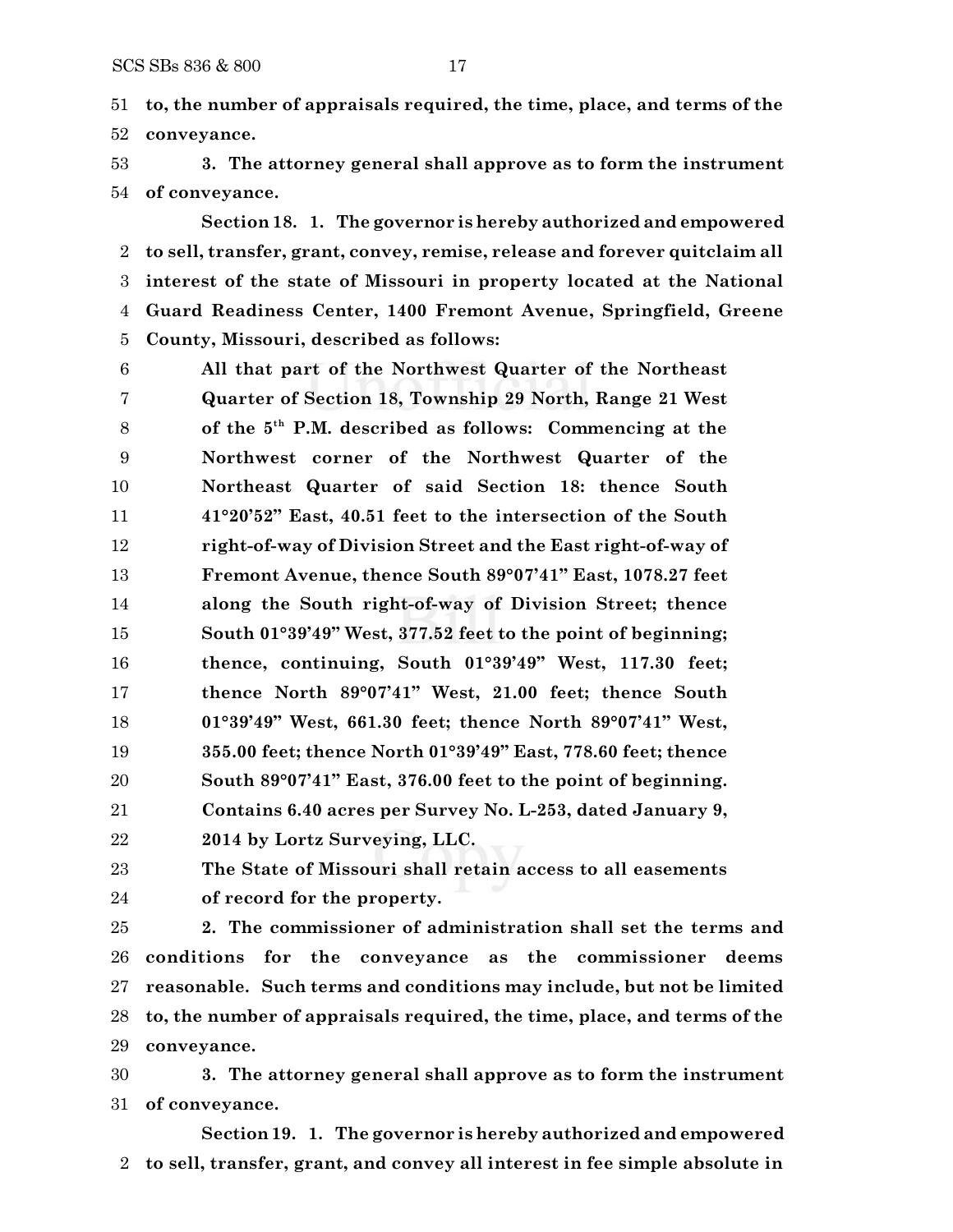**to, the number of appraisals required, the time, place, and terms of the conveyance.**

**3. The attorney general shall approve as to form the instrument of conveyance.**

**Section 18. 1. The governor is hereby authorized and empowered to sell, transfer, grant, convey, remise, release and forever quitclaim all interest of the state of Missouri in property located at the National Guard Readiness Center, 1400 Fremont Avenue, Springfield, Greene County, Missouri, described as follows:**

> **All that part of the Northwest Quarter of the Northeast Quarter of Section 18, Township 29 North, Range 21 West of the 5th P.M. described as follows: Commencing at the Northwest corner of the Northwest Quarter of the Northeast Quarter of said Section 18: thence South 41°20'52" East, 40.51 feet to the intersection of the South right-of-way of Division Street and the East right-of-way of Fremont Avenue, thence South 89°07'41" East, 1078.27 feet along the South right-of-way of Division Street; thence South 01°39'49" West, 377.52 feet to the point of beginning; thence, continuing, South 01°39'49" West, 117.30 feet; thence North 89°07'41" West, 21.00 feet; thence South 01°39'49" West, 661.30 feet; thence North 89°07'41" West, 355.00 feet; thence North 01°39'49" East, 778.60 feet; thence South 89°07'41" East, 376.00 feet to the point of beginning. Contains 6.40 acres per Survey No. L-253, dated January 9, 2014 by Lortz Surveying, LLC.**
>
> **The State of Missouri shall retain access to all easements of record for the property.**

**2. The commissioner of administration shall set the terms and conditions for the conveyance as the commissioner deems reasonable. Such terms and conditions may include, but not be limited to, the number of appraisals required, the time, place, and terms of the conveyance.**

**3. The attorney general shall approve as to form the instrument of conveyance.**

**Section 19. 1. The governor is hereby authorized and empowered to sell, transfer, grant, and convey all interest in fee simple absolute in**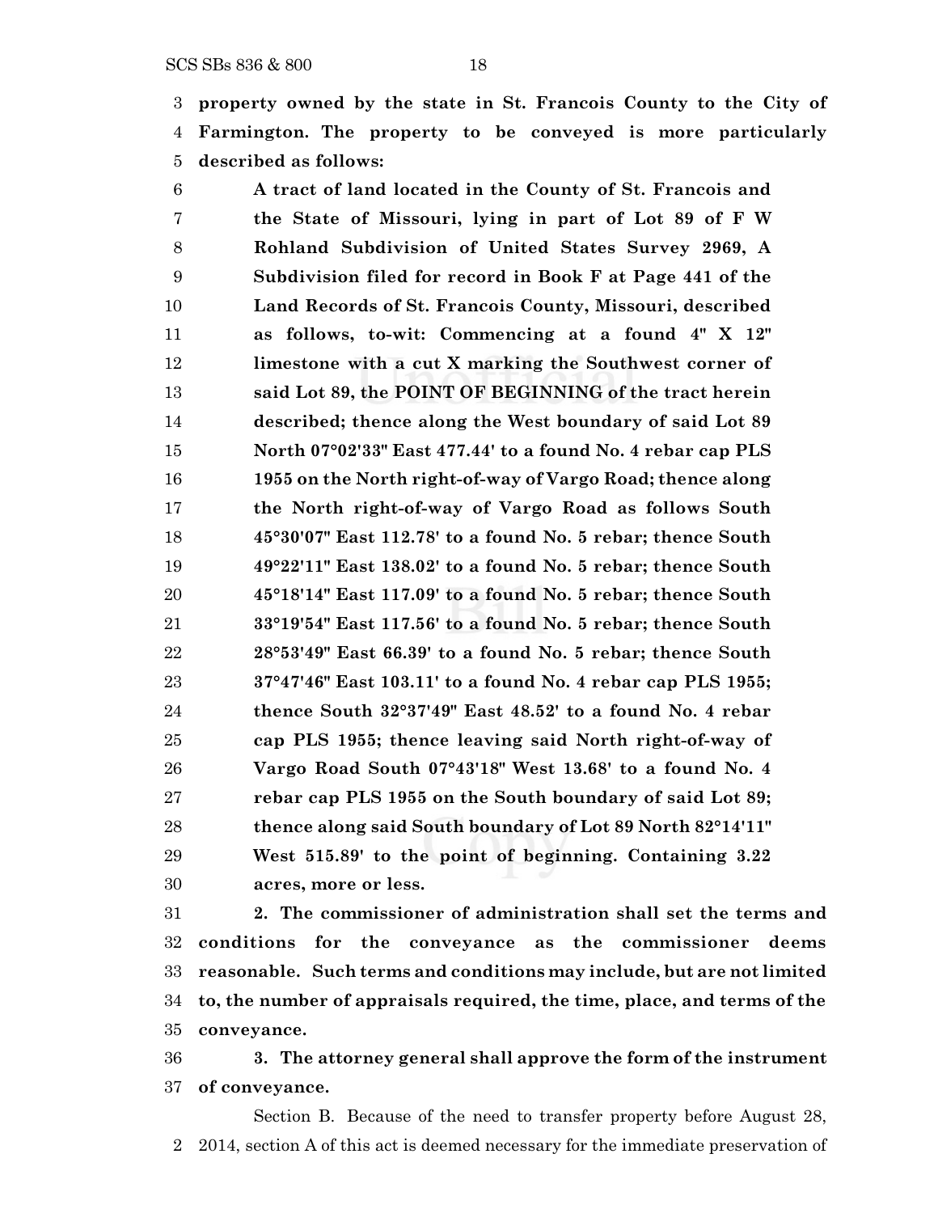**property owned by the state in St. Francois County to the City of Farmington. The property to be conveyed is more particularly described as follows:**

**A tract of land located in the County of St. Francois and the State of Missouri, lying in part of Lot 89 of F W Rohland Subdivision of United States Survey 2969, A Subdivision filed for record in Book F at Page 441 of the Land Records of St. Francois County, Missouri, described as follows, to-wit: Commencing at a found 4" X 12" limestone with a cut X marking the Southwest corner of said Lot 89, the POINT OF BEGINNING of the tract herein described; thence along the West boundary of said Lot 89 North 07°02'33" East 477.44' to a found No. 4 rebar cap PLS 1955 on the North right-of-way of Vargo Road; thence along the North right-of-way of Vargo Road as follows South 45°30'07" East 112.78' to a found No. 5 rebar; thence South 49°22'11" East 138.02' to a found No. 5 rebar; thence South 45°18'14" East 117.09' to a found No. 5 rebar; thence South 33°19'54" East 117.56' to a found No. 5 rebar; thence South 28°53'49" East 66.39' to a found No. 5 rebar; thence South 37°47'46" East 103.11' to a found No. 4 rebar cap PLS 1955; thence South 32°37'49" East 48.52' to a found No. 4 rebar cap PLS 1955; thence leaving said North right-of-way of Vargo Road South 07°43'18" West 13.68' to a found No. 4 rebar cap PLS 1955 on the South boundary of said Lot 89; thence along said South boundary of Lot 89 North 82°14'11" West 515.89' to the point of beginning. Containing 3.22 acres, more or less.**

**2. The commissioner of administration shall set the terms and conditions for the conveyance as the commissioner deems reasonable. Such terms and conditions may include, but are not limited to, the number of appraisals required, the time, place, and terms of the conveyance.**

**3. The attorney general shall approve the form of the instrument of conveyance.**

Section B. Because of the need to transfer property before August 28, 2014, section A of this act is deemed necessary for the immediate preservation of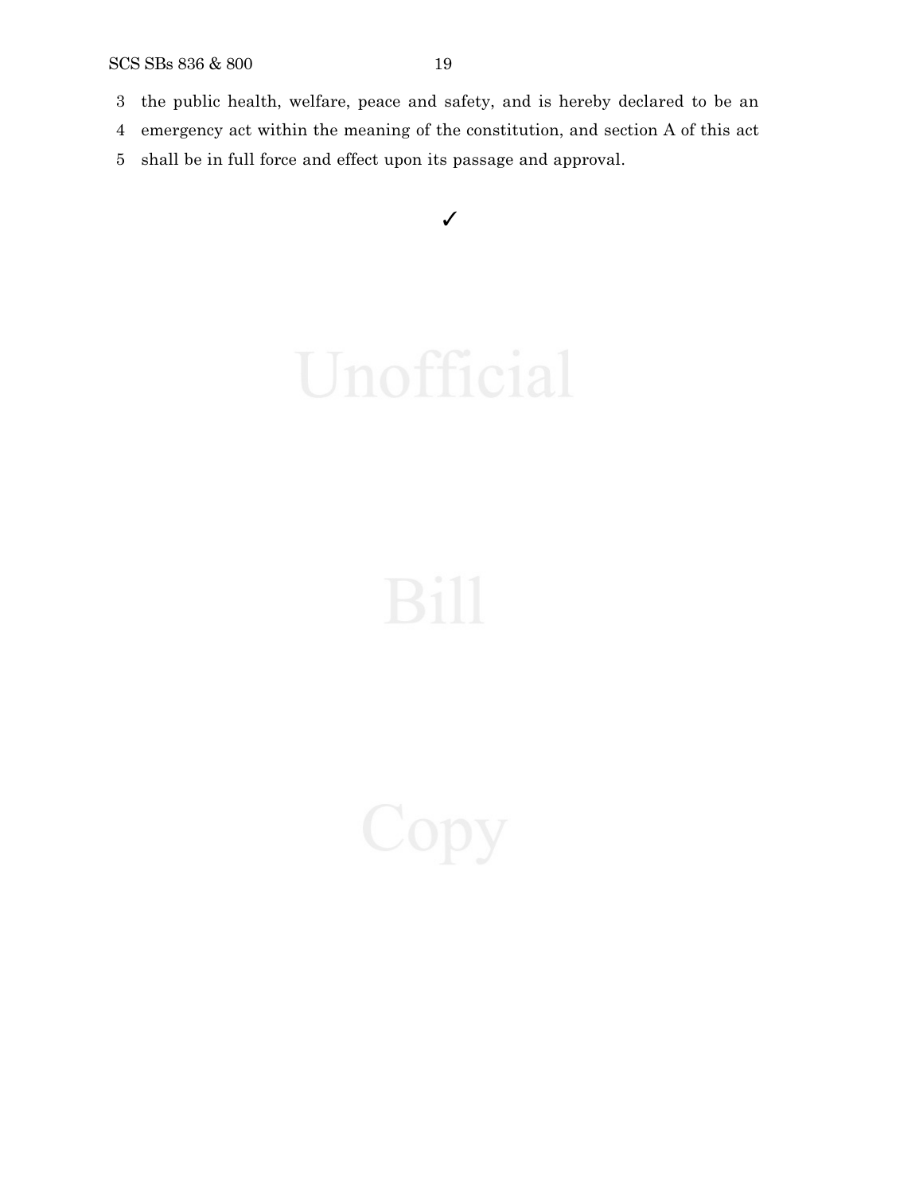3 the public health, welfare, peace and safety, and is hereby declared to be an
4 emergency act within the meaning of the constitution, and section A of this act
5 shall be in full force and effect upon its passage and approval.

✓